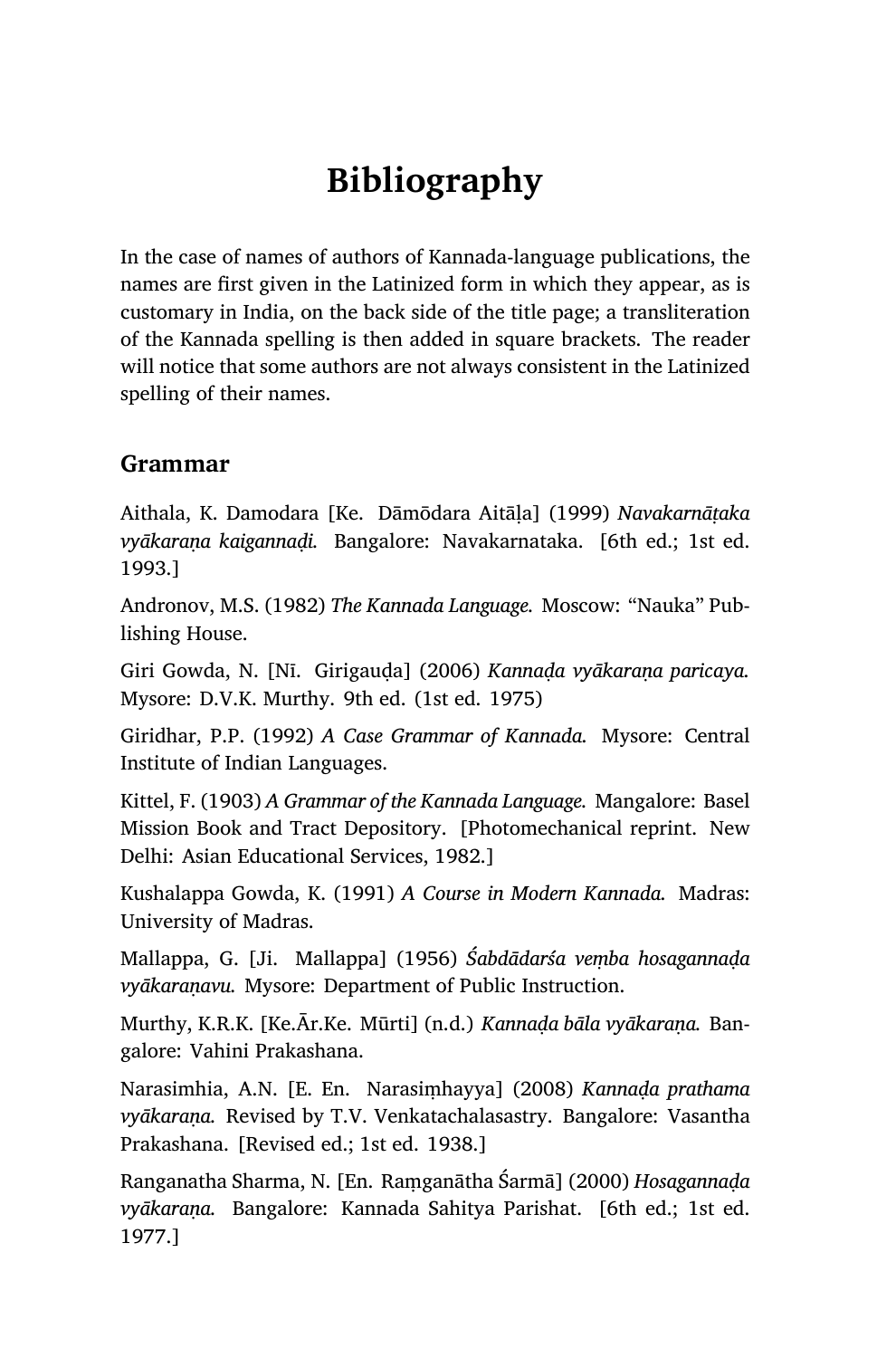# Bibliography

In the case of names of authors of Kannada-language publications, the names are first given in the Latinized form in which they appear, as is customary in India, on the back side of the title page; a transliteration of the Kannada spelling is then added in square brackets. The reader will notice that some authors are not always consistent in the Latinized spelling of their names.

## Grammar

Aithala, K. Damodara [Ke. Dāmōdara Aitāḷa] (1999) *Navakarnāṭaka vyākaraṇa kaigannaḍi.* Bangalore: Navakarnataka. [6th ed.; 1st ed. 1993.]

Andronov, M.S. (1982) *The Kannada Language.* Moscow: "Nauka" Publishing House.

Giri Gowda, N. [Nī. Girigauḍa] (2006) *Kannaḍa vyākaraṇa paricaya.* Mysore: D.V.K. Murthy. 9th ed. (1st ed. 1975)

Giridhar, P.P. (1992) *A Case Grammar of Kannada.* Mysore: Central Institute of Indian Languages.

Kittel, F. (1903) *A Grammar of the Kannada Language.* Mangalore: Basel Mission Book and Tract Depository. [Photomechanical reprint. New Delhi: Asian Educational Services, 1982.]

Kushalappa Gowda, K. (1991) *A Course in Modern Kannada.* Madras: University of Madras.

Mallappa, G. [Ji. Mallappa] (1956) *Śabdādarśa veṃba hosagannaḍa vyākaraṇavu.* Mysore: Department of Public Instruction.

Murthy, K.R.K. [Ke.Ār.Ke. Mūrti] (n.d.) *Kannaḍa bāla vyākaraṇa.* Bangalore: Vahini Prakashana.

Narasimhia, A.N. [E. En. Narasiṃhayya] (2008) *Kannaḍa prathama vyākaraṇa.* Revised by T.V. Venkatachalasastry. Bangalore: Vasantha Prakashana. [Revised ed.; 1st ed. 1938.]

Ranganatha Sharma, N. [En. Raṃganātha Śarmā] (2000) *Hosagannaḍa vyākaraṇa.* Bangalore: Kannada Sahitya Parishat. [6th ed.; 1st ed. 1977.]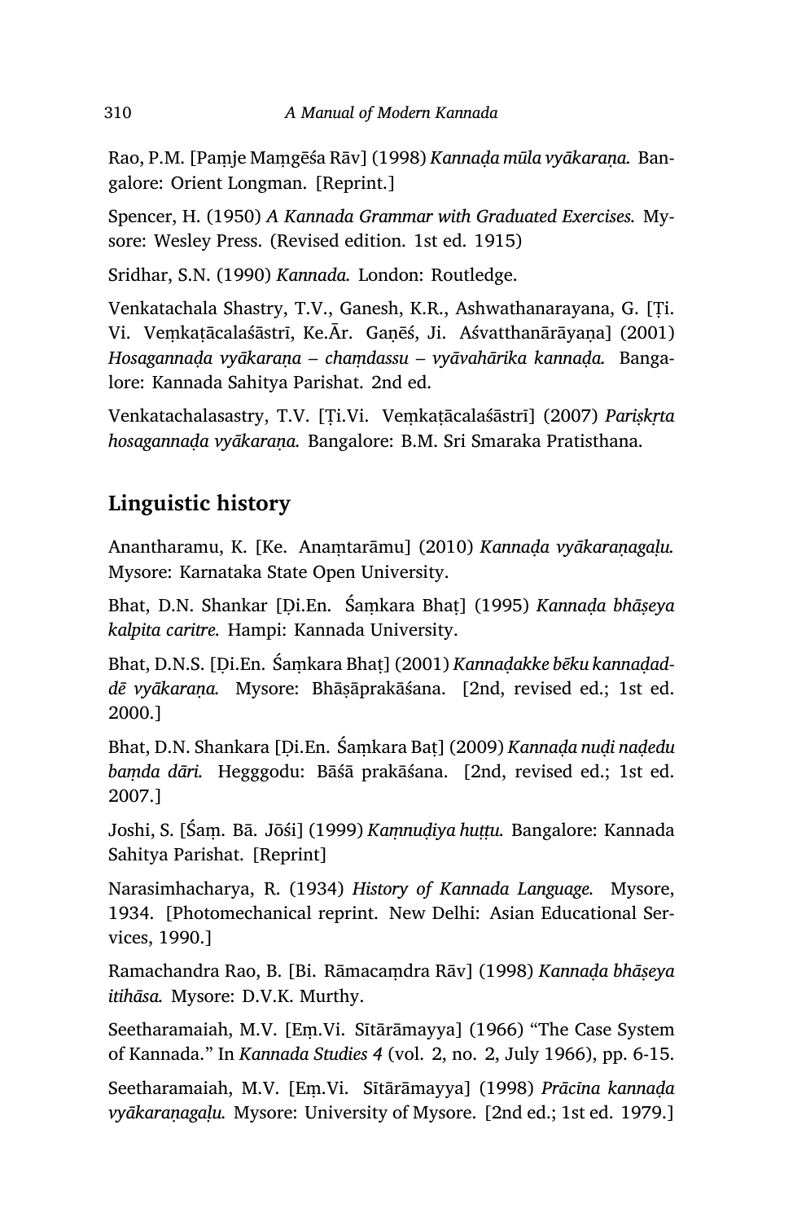Rao, P.M. [Paṃje Maṃgēśa Rāv] (1998) *Kannaḍa mūla vyākaraṇa.* Bangalore: Orient Longman. [Reprint.]

Spencer, H. (1950) *A Kannada Grammar with Graduated Exercises.* Mysore: Wesley Press. (Revised edition. 1st ed. 1915)

Sridhar, S.N. (1990) *Kannada.* London: Routledge.

Venkatachala Shastry, T.V., Ganesh, K.R., Ashwathanarayana, G. [Ṭi. Vi. Veṃkaṭācalaśāstrī, Ke.Ār. Gaṇēś, Ji. Aśvatthanārāyaṇa] (2001) *Hosagannaḍa vyākaraṇa – chaṃdassu – vyāvahārika kannaḍa.* Bangalore: Kannada Sahitya Parishat. 2nd ed.

Venkatachalasastry, T.V. [Ṭi.Vi. Veṃkaṭācalaśāstrī] (2007) *Pariṣkṛta hosagannaḍa vyākaraṇa.* Bangalore: B.M. Sri Smaraka Pratisthana.

## Linguistic history

Anantharamu, K. [Ke. Anaṃtarāmu] (2010) *Kannaḍa vyākaraṇagaḷu.* Mysore: Karnataka State Open University.

Bhat, D.N. Shankar [Ḍi.En. Śaṃkara Bhaṭ] (1995) *Kannaḍa bhāṣeya kalpita caritre.* Hampi: Kannada University.

Bhat, D.N.S. [Ḍi.En. Śaṃkara Bhaṭ] (2001) *Kannaḍakke bēku kannaḍaddē vyākaraṇa.* Mysore: Bhāṣāprakāśana. [2nd, revised ed.; 1st ed. 2000.]

Bhat, D.N. Shankara [Ḍi.En. Śaṃkara Baṭ] (2009) *Kannaḍa nuḍi naḍedu baṃda dāri.* Hegggodu: Bāśā prakāśana. [2nd, revised ed.; 1st ed. 2007.]

Joshi, S. [Śaṃ. Bā. Jōśi] (1999) *Kaṃnuḍiya huṭṭu.* Bangalore: Kannada Sahitya Parishat. [Reprint]

Narasimhacharya, R. (1934) *History of Kannada Language.* Mysore, 1934. [Photomechanical reprint. New Delhi: Asian Educational Services, 1990.]

Ramachandra Rao, B. [Bi. Rāmacaṃdra Rāv] (1998) *Kannaḍa bhāṣeya itihāsa.* Mysore: D.V.K. Murthy.

Seetharamaiah, M.V. [Eṃ.Vi. Sītārāmayya] (1966) "The Case System of Kannada." In *Kannada Studies 4* (vol. 2, no. 2, July 1966), pp. 6-15.

Seetharamaiah, M.V. [Eṃ.Vi. Sītārāmayya] (1998) *Prācīna kannaḍa vyākaraṇagaḷu.* Mysore: University of Mysore. [2nd ed.; 1st ed. 1979.]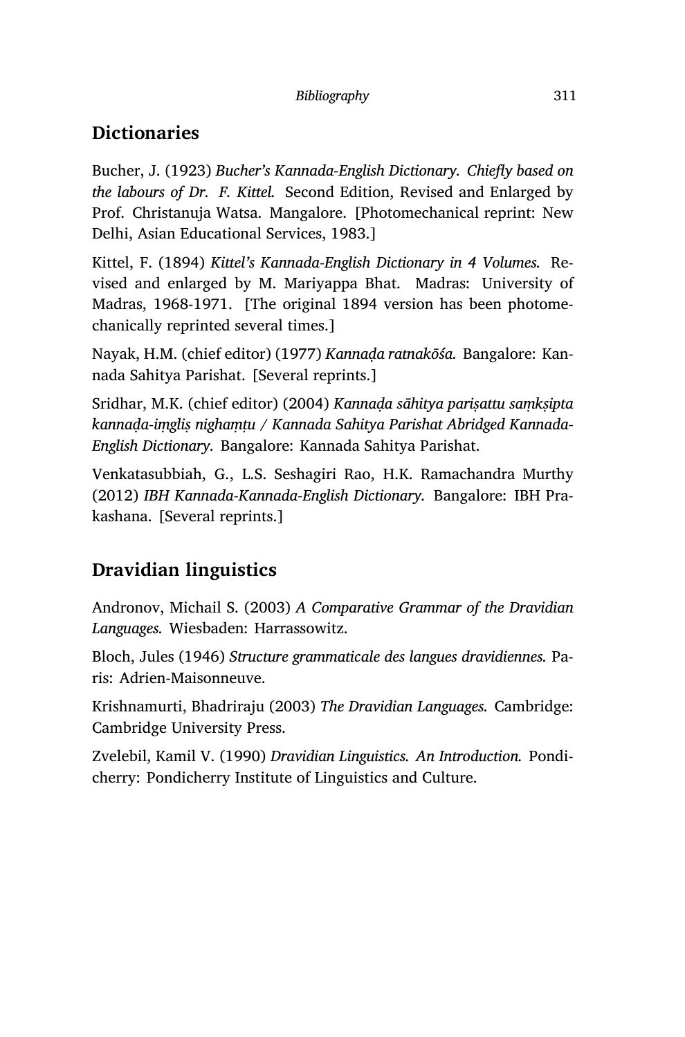## Dictionaries

Bucher, J. (1923) *Bucher's Kannada-English Dictionary. Chiefly based on the labours of Dr. F. Kittel.* Second Edition, Revised and Enlarged by Prof. Christanuja Watsa. Mangalore. [Photomechanical reprint: New Delhi, Asian Educational Services, 1983.]

Kittel, F. (1894) *Kittel's Kannada-English Dictionary in 4 Volumes.* Revised and enlarged by M. Mariyappa Bhat. Madras: University of Madras, 1968-1971. [The original 1894 version has been photomechanically reprinted several times.]

Nayak, H.M. (chief editor) (1977) *Kannaḍa ratnakōśa.* Bangalore: Kannada Sahitya Parishat. [Several reprints.]

Sridhar, M.K. (chief editor) (2004) *Kannaḍa sāhitya pariṣattu saṃkṣipta kannaḍa-iṃgliṣ nighaṃṭu / Kannada Sahitya Parishat Abridged Kannada-English Dictionary.* Bangalore: Kannada Sahitya Parishat.

Venkatasubbiah, G., L.S. Seshagiri Rao, H.K. Ramachandra Murthy (2012) *IBH Kannada-Kannada-English Dictionary.* Bangalore: IBH Prakashana. [Several reprints.]

## Dravidian linguistics

Andronov, Michail S. (2003) *A Comparative Grammar of the Dravidian Languages.* Wiesbaden: Harrassowitz.

Bloch, Jules (1946) *Structure grammaticale des langues dravidiennes.* Paris: Adrien-Maisonneuve.

Krishnamurti, Bhadriraju (2003) *The Dravidian Languages.* Cambridge: Cambridge University Press.

Zvelebil, Kamil V. (1990) *Dravidian Linguistics. An Introduction.* Pondicherry: Pondicherry Institute of Linguistics and Culture.